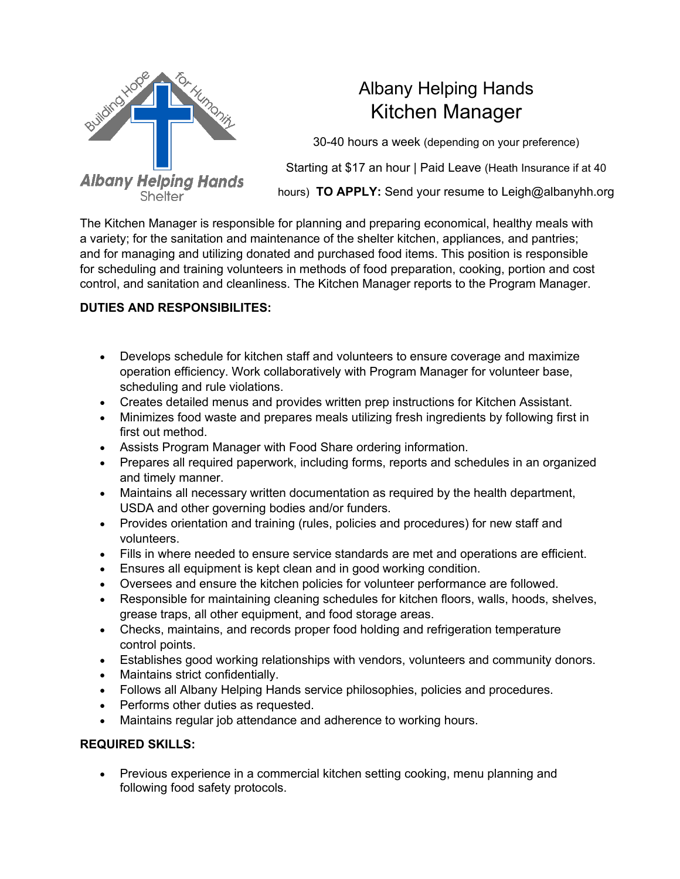# Albany Helping Hands
# Kitchen Manager

30-40 hours a week (depending on your preference)

Starting at $17 an hour | Paid Leave (Heath Insurance if at 40 hours) **TO APPLY:** Send your resume to Leigh@albanyhh.org

The Kitchen Manager is responsible for planning and preparing economical, healthy meals with a variety; for the sanitation and maintenance of the shelter kitchen, appliances, and pantries; and for managing and utilizing donated and purchased food items. This position is responsible for scheduling and training volunteers in methods of food preparation, cooking, portion and cost control, and sanitation and cleanliness. The Kitchen Manager reports to the Program Manager.

**DUTIES AND RESPONSIBILITES:**

- Develops schedule for kitchen staff and volunteers to ensure coverage and maximize operation efficiency. Work collaboratively with Program Manager for volunteer base, scheduling and rule violations.
- Creates detailed menus and provides written prep instructions for Kitchen Assistant.
- Minimizes food waste and prepares meals utilizing fresh ingredients by following first in first out method.
- Assists Program Manager with Food Share ordering information.
- Prepares all required paperwork, including forms, reports and schedules in an organized and timely manner.
- Maintains all necessary written documentation as required by the health department, USDA and other governing bodies and/or funders.
- Provides orientation and training (rules, policies and procedures) for new staff and volunteers.
- Fills in where needed to ensure service standards are met and operations are efficient.
- Ensures all equipment is kept clean and in good working condition.
- Oversees and ensure the kitchen policies for volunteer performance are followed.
- Responsible for maintaining cleaning schedules for kitchen floors, walls, hoods, shelves, grease traps, all other equipment, and food storage areas.
- Checks, maintains, and records proper food holding and refrigeration temperature control points.
- Establishes good working relationships with vendors, volunteers and community donors.
- Maintains strict confidentially.
- Follows all Albany Helping Hands service philosophies, policies and procedures.
- Performs other duties as requested.
- Maintains regular job attendance and adherence to working hours.

**REQUIRED SKILLS:**

- Previous experience in a commercial kitchen setting cooking, menu planning and following food safety protocols.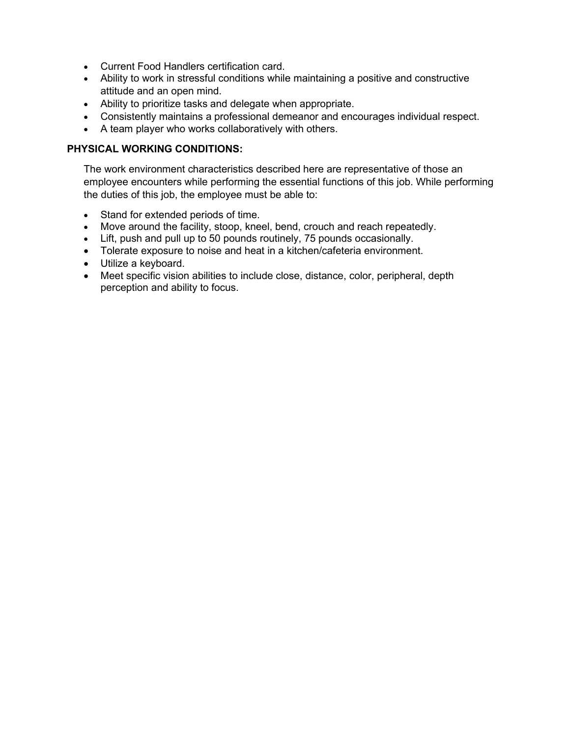- Current Food Handlers certification card.
- Ability to work in stressful conditions while maintaining a positive and constructive attitude and an open mind.
- Ability to prioritize tasks and delegate when appropriate.
- Consistently maintains a professional demeanor and encourages individual respect.
- A team player who works collaboratively with others.

**PHYSICAL WORKING CONDITIONS:**

The work environment characteristics described here are representative of those an employee encounters while performing the essential functions of this job. While performing the duties of this job, the employee must be able to:

- Stand for extended periods of time.
- Move around the facility, stoop, kneel, bend, crouch and reach repeatedly.
- Lift, push and pull up to 50 pounds routinely, 75 pounds occasionally.
- Tolerate exposure to noise and heat in a kitchen/cafeteria environment.
- Utilize a keyboard.
- Meet specific vision abilities to include close, distance, color, peripheral, depth perception and ability to focus.